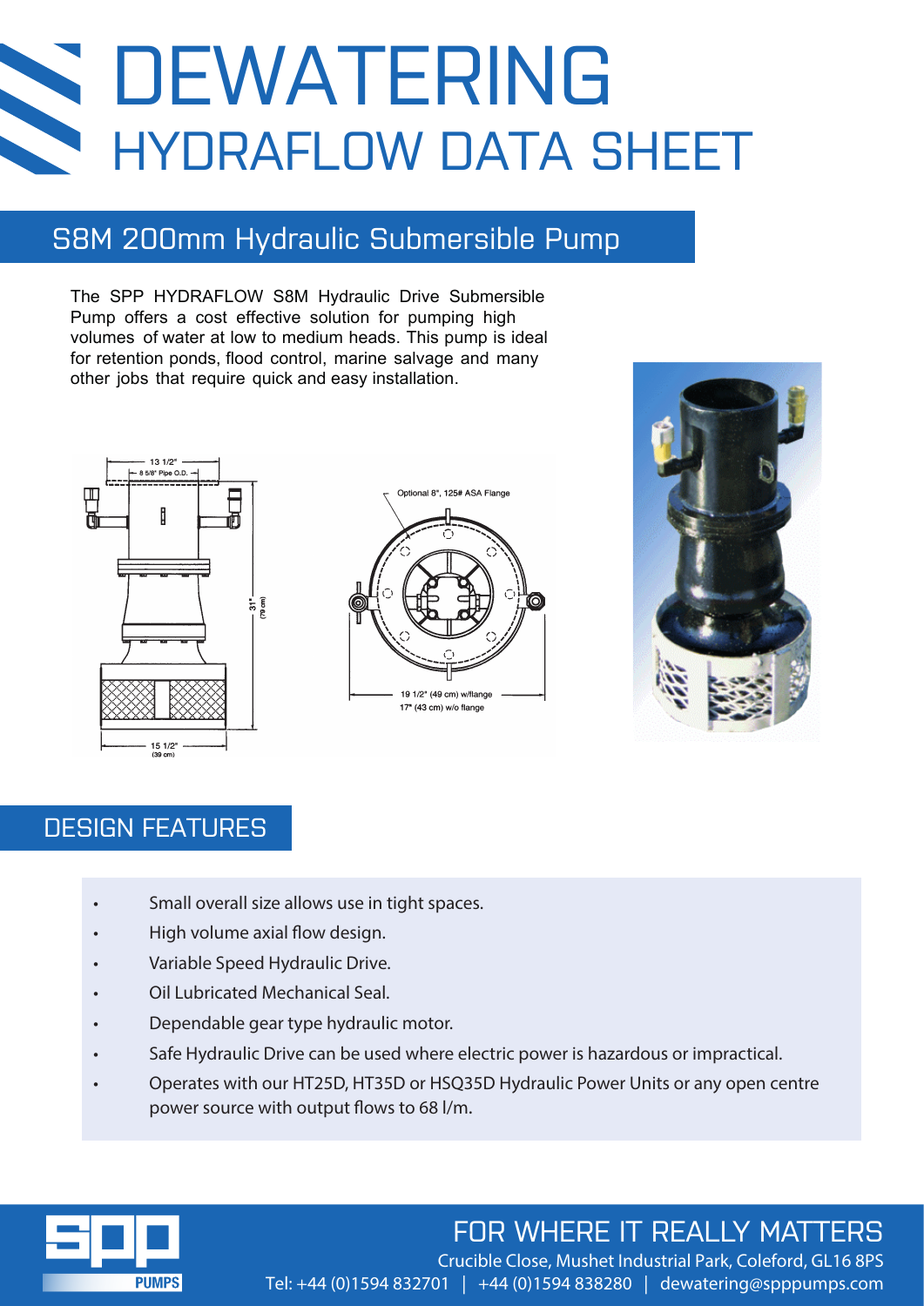# DEWATERING

## HYDRAFLOW DATA SHEET

## S8M 200mm Hydraulic Submersible Pump

The SPP HYDRAFLOW S8M Hydraulic Drive Submersible Pump offers a cost effective solution for pumping high volumes of water at low to medium heads. This pump is ideal for retention ponds, flood control, marine salvage and many other jobs that require quick and easy installation.

13 1/2"

8 5/8" Pipe O.D.

31" (79 cm)

15 1/2" (39 cm)

Optional 8", 125# ASA Flange

19 1/2" (49 cm) w/flange

17" (43 cm) w/o flange

## DESIGN FEATURES

- Small overall size allows use in tight spaces.
- High volume axial flow design.
- Variable Speed Hydraulic Drive.
- Oil Lubricated Mechanical Seal.
- Dependable gear type hydraulic motor.
- Safe Hydraulic Drive can be used where electric power is hazardous or impractical.
- Operates with our HT25D, HT35D or HSQ35D Hydraulic Power Units or any open centre power source with output flows to 68 l/m.

SPP PUMPS

FOR WHERE IT REALLY MATTERS

Crucible Close, Mushet Industrial Park, Coleford, GL16 8PS

Tel: +44 (0)1594 832701 | +44 (0)1594 838280 | dewatering@spppumps.com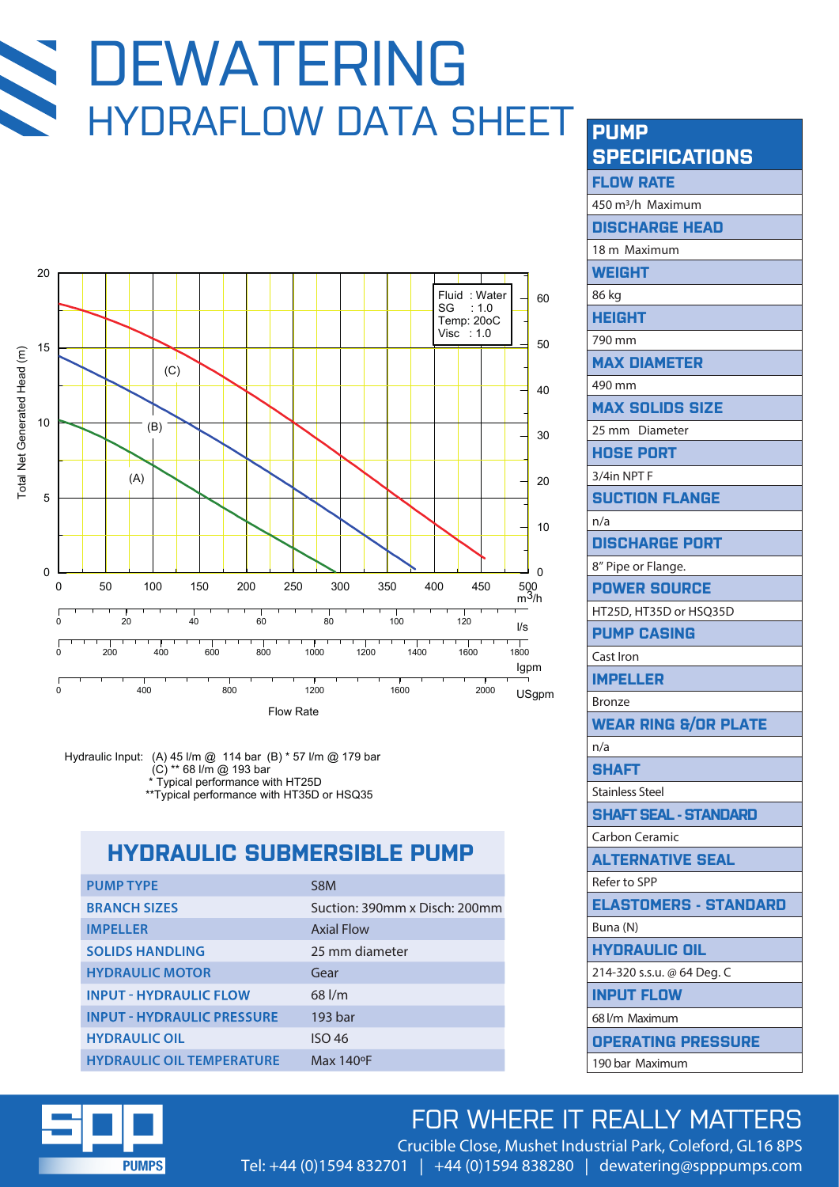# DEWATERING

## HYDRAFLOW DATA SHEET

Total Net Generated Head (m)

20
15
10
5
0

60
50
40
30
20
10
0

(C)
(B)
(A)

Fluid : Water
SG : 1.0
Temp: 20oC
Visc : 1.0

0 50 100 150 200 250 300 350 400 450 500 m3/h

0 20 40 60 80 100 120 l/s

0 200 400 600 800 1000 1200 1400 1600 1800 Igpm

0 400 800 1200 1600 2000 USgpm

Flow Rate

Hydraulic Input: (A) 45 l/m @ 114 bar (B) * 57 l/m @ 179 bar
(C) ** 68 l/m @ 193 bar
* Typical performance with HT25D
**Typical performance with HT35D or HSQ35

## HYDRAULIC SUBMERSIBLE PUMP

| | |
|---|---|
| **PUMP TYPE** | S8M |
| **BRANCH SIZES** | Suction: 390mm x Disch: 200mm |
| **IMPELLER** | Axial Flow |
| **SOLIDS HANDLING** | 25 mm diameter |
| **HYDRAULIC MOTOR** | Gear |
| **INPUT - HYDRAULIC FLOW** | 68 l/m |
| **INPUT - HYDRAULIC PRESSURE** | 193 bar |
| **HYDRAULIC OIL** | ISO 46 |
| **HYDRAULIC OIL TEMPERATURE** | Max 140ºF |

## PUMP SPECIFICATIONS

| | |
|---|---|
| **FLOW RATE** | 450 m³/h Maximum |
| **DISCHARGE HEAD** | 18 m Maximum |
| **WEIGHT** | 86 kg |
| **HEIGHT** | 790 mm |
| **MAX DIAMETER** | 490 mm |
| **MAX SOLIDS SIZE** | 25 mm Diameter |
| **HOSE PORT** | 3/4in NPT F |
| **SUCTION FLANGE** | n/a |
| **DISCHARGE PORT** | 8" Pipe or Flange. |
| **POWER SOURCE** | HT25D, HT35D or HSQ35D |
| **PUMP CASING** | Cast Iron |
| **IMPELLER** | Bronze |
| **WEAR RING &/OR PLATE** | n/a |
| **SHAFT** | Stainless Steel |
| **SHAFT SEAL - STANDARD** | Carbon Ceramic |
| **ALTERNATIVE SEAL** | Refer to SPP |
| **ELASTOMERS - STANDARD** | Buna (N) |
| **HYDRAULIC OIL** | 214-320 s.s.u. @ 64 Deg. C |
| **INPUT FLOW** | 68 l/m Maximum |
| **OPERATING PRESSURE** | 190 bar Maximum |

SPP PUMPS

FOR WHERE IT REALLY MATTERS

Crucible Close, Mushet Industrial Park, Coleford, GL16 8PS

Tel: +44 (0)1594 832701 | +44 (0)1594 838280 | dewatering@spppumps.com